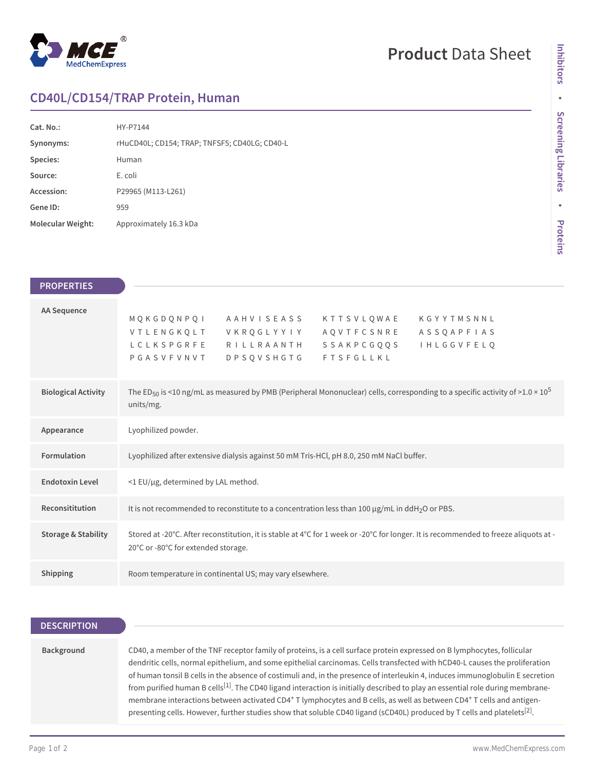# Product Data Sheet

## CD40L/CD154/TRAP Protein, Human

| | |
|---|---|
| **Cat. No.:** | HY-P7144 |
| **Synonyms:** | rHuCD40L; CD154; TRAP; TNFSF5; CD40LG; CD40-L |
| **Species:** | Human |
| **Source:** | E. coli |
| **Accession:** | P29965 (M113-L261) |
| **Gene ID:** | 959 |
| **Molecular Weight:** | Approximately 16.3 kDa |

## PROPERTIES

| | |
|---|---|
| **AA Sequence** | MQKGDQNPQI AAHVISEASS KTTSVLQWAE KGYYTMSNNL VTLENGKQLT VKRQGLYYIY AQVTFCSNRE ASSQAPFIAS LCLKSPGRFE RILLRAANTH SSAKPCGQQS IHLGGVFELQ PGASVFVNVT DPSQVSHGTG FTSFGLLKL |
| **Biological Activity** | The $ED_{50}$ is <10 ng/mL as measured by PMB (Peripheral Mononuclear) cells, corresponding to a specific activity of >1.0 × $10^5$ units/mg. |
| **Appearance** | Lyophilized powder. |
| **Formulation** | Lyophilized after extensive dialysis against 50 mM Tris-HCl, pH 8.0, 250 mM NaCl buffer. |
| **Endotoxin Level** | <1 EU/μg, determined by LAL method. |
| **Reconsititution** | It is not recommended to reconstitute to a concentration less than 100 μg/mL in $ddH_2O$ or PBS. |
| **Storage & Stability** | Stored at -20°C. After reconstitution, it is stable at 4°C for 1 week or -20°C for longer. It is recommended to freeze aliquots at -20°C or -80°C for extended storage. |
| **Shipping** | Room temperature in continental US; may vary elsewhere. |

## DESCRIPTION

| | |
|---|---|
| **Background** | CD40, a member of the TNF receptor family of proteins, is a cell surface protein expressed on B lymphocytes, follicular dendritic cells, normal epithelium, and some epithelial carcinomas. Cells transfected with hCD40-L causes the proliferation of human tonsil B cells in the absence of costimuli and, in the presence of interleukin 4, induces immunoglobulin E secretion from purified human B cells[1]. The CD40 ligand interaction is initially described to play an essential role during membrane-membrane interactions between activated $CD4^+$ T lymphocytes and B cells, as well as between $CD4^+$ T cells and antigen-presenting cells. However, further studies show that soluble CD40 ligand (sCD40L) produced by T cells and platelets[2]. |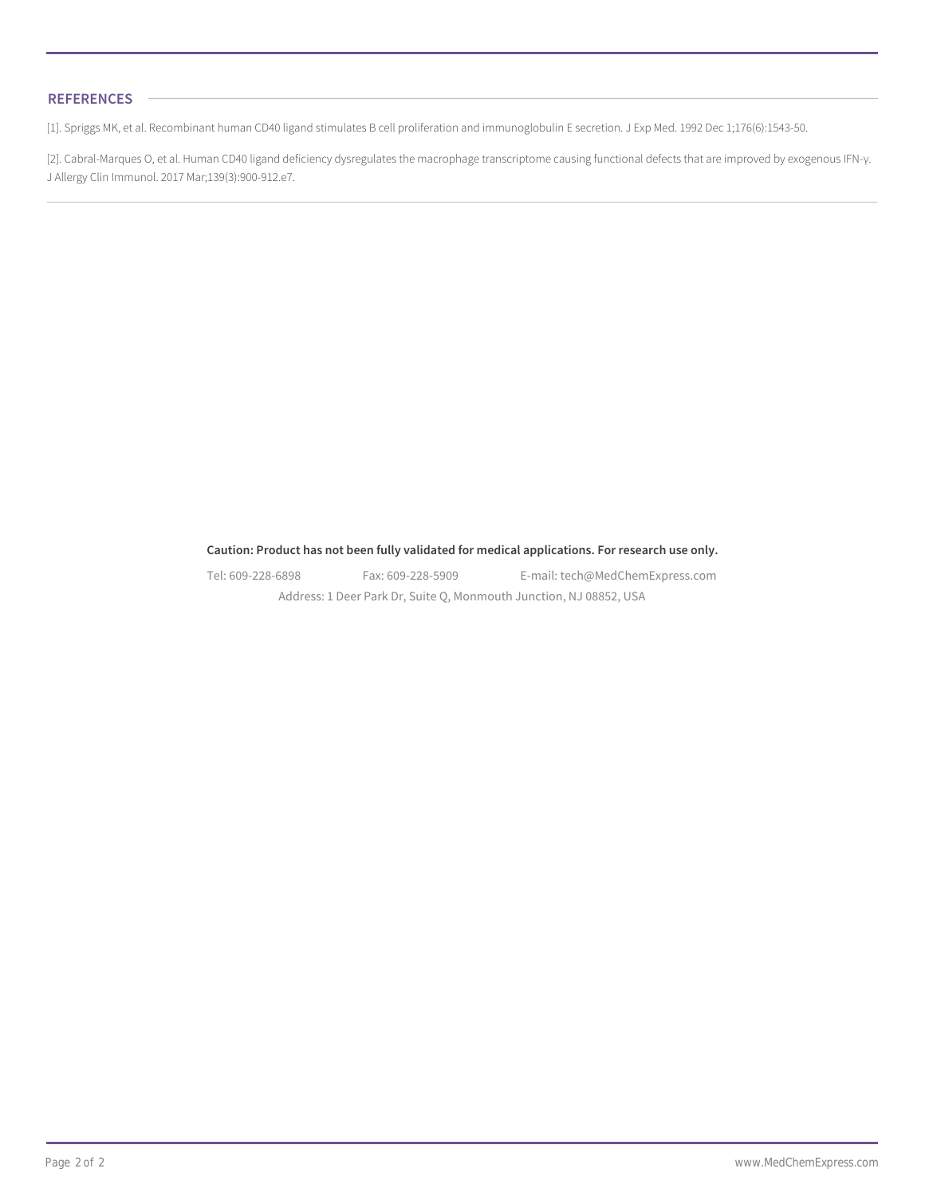## REFERENCES

[1]. Spriggs MK, et al. Recombinant human CD40 ligand stimulates B cell proliferation and immunoglobulin E secretion. J Exp Med. 1992 Dec 1;176(6):1543-50.

[2]. Cabral-Marques O, et al. Human CD40 ligand deficiency dysregulates the macrophage transcriptome causing functional defects that are improved by exogenous IFN-γ. J Allergy Clin Immunol. 2017 Mar;139(3):900-912.e7.

**Caution: Product has not been fully validated for medical applications. For research use only.**

Tel: 609-228-6898 Fax: 609-228-5909 E-mail: tech@MedChemExpress.com

Address: 1 Deer Park Dr, Suite Q, Monmouth Junction, NJ 08852, USA